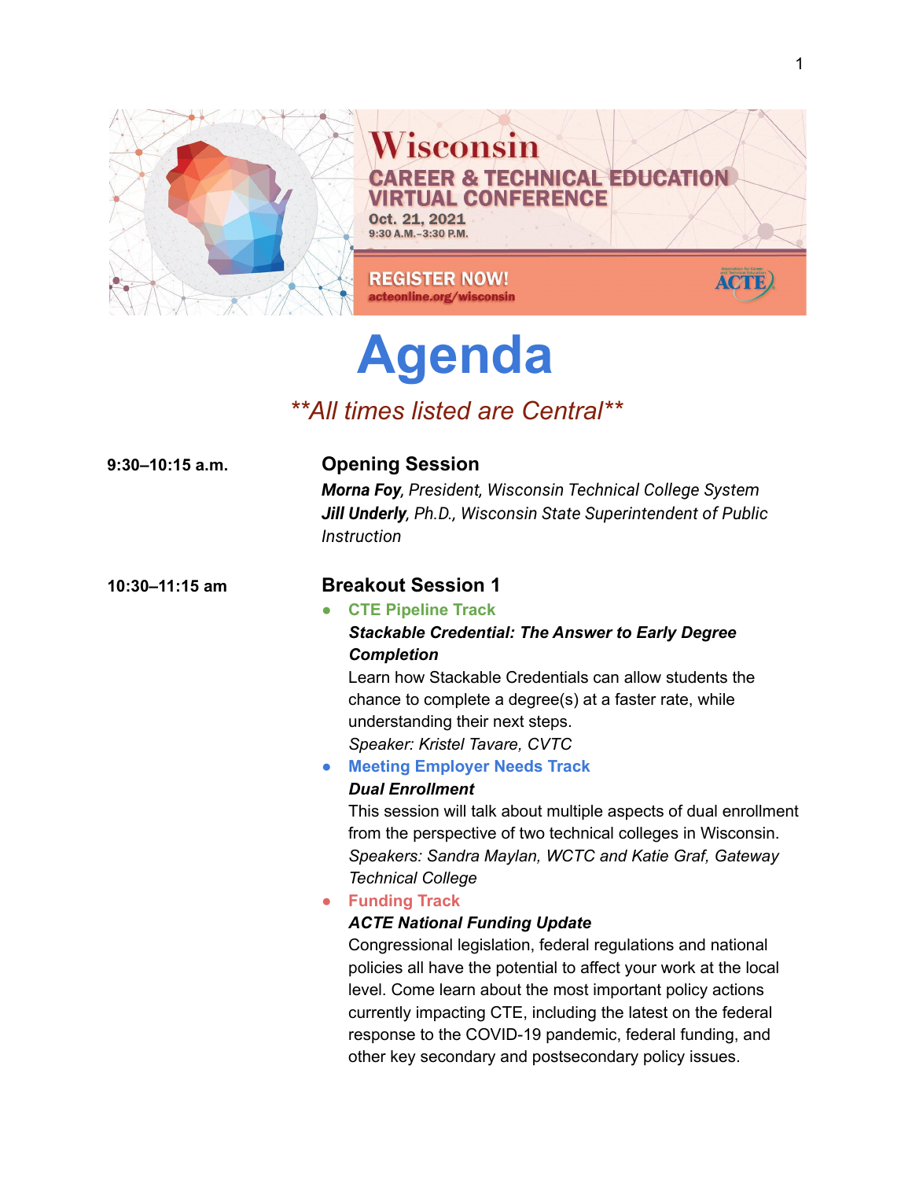Wisconsin

CAREER & TECHNICAL EDUCATION VIRTUAL CONFERENCE

Oct. 21, 2021

9:30 A.M.–3:30 P.M.

REGISTER NOW!

acteonline.org/wisconsin

ACTE

# Agenda

*\*\*All times listed are Central\*\**

**9:30–10:15 a.m.**

## Opening Session

***Morna Foy**, President, Wisconsin Technical College System*

***Jill Underly**, Ph.D., Wisconsin State Superintendent of Public Instruction*

**10:30–11:15 am**

## Breakout Session 1

- **CTE Pipeline Track**

  ***Stackable Credential: The Answer to Early Degree Completion***

  Learn how Stackable Credentials can allow students the chance to complete a degree(s) at a faster rate, while understanding their next steps.

  *Speaker: Kristel Tavare, CVTC*

- **Meeting Employer Needs Track**

  ***Dual Enrollment***

  This session will talk about multiple aspects of dual enrollment from the perspective of two technical colleges in Wisconsin.

  *Speakers: Sandra Maylan, WCTC and Katie Graf, Gateway Technical College*

- **Funding Track**

  ***ACTE National Funding Update***

  Congressional legislation, federal regulations and national policies all have the potential to affect your work at the local level. Come learn about the most important policy actions currently impacting CTE, including the latest on the federal response to the COVID-19 pandemic, federal funding, and other key secondary and postsecondary policy issues.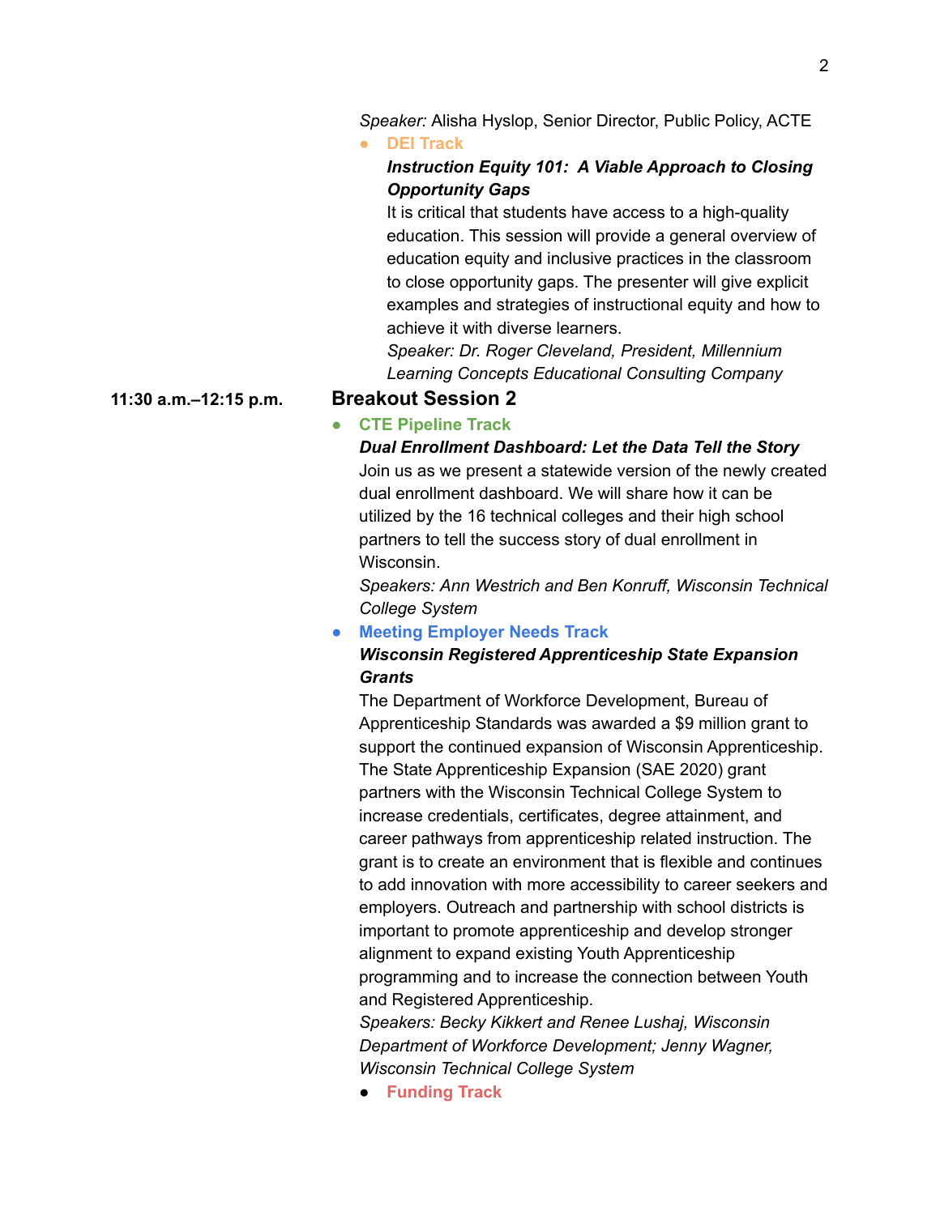*Speaker:* Alisha Hyslop, Senior Director, Public Policy, ACTE

- **DEI Track**

  ***Instruction Equity 101: A Viable Approach to Closing Opportunity Gaps***

  It is critical that students have access to a high-quality education. This session will provide a general overview of education equity and inclusive practices in the classroom to close opportunity gaps. The presenter will give explicit examples and strategies of instructional equity and how to achieve it with diverse learners.

  *Speaker: Dr. Roger Cleveland, President, Millennium Learning Concepts Educational Consulting Company*

**11:30 a.m.–12:15 p.m.**

## Breakout Session 2

- **CTE Pipeline Track**

  ***Dual Enrollment Dashboard: Let the Data Tell the Story***

  Join us as we present a statewide version of the newly created dual enrollment dashboard. We will share how it can be utilized by the 16 technical colleges and their high school partners to tell the success story of dual enrollment in Wisconsin.

  *Speakers: Ann Westrich and Ben Konruff, Wisconsin Technical College System*

- **Meeting Employer Needs Track**

  ***Wisconsin Registered Apprenticeship State Expansion Grants***

  The Department of Workforce Development, Bureau of Apprenticeship Standards was awarded a $9 million grant to support the continued expansion of Wisconsin Apprenticeship. The State Apprenticeship Expansion (SAE 2020) grant partners with the Wisconsin Technical College System to increase credentials, certificates, degree attainment, and career pathways from apprenticeship related instruction. The grant is to create an environment that is flexible and continues to add innovation with more accessibility to career seekers and employers. Outreach and partnership with school districts is important to promote apprenticeship and develop stronger alignment to expand existing Youth Apprenticeship programming and to increase the connection between Youth and Registered Apprenticeship.

  *Speakers: Becky Kikkert and Renee Lushaj, Wisconsin Department of Workforce Development; Jenny Wagner, Wisconsin Technical College System*

- **Funding Track**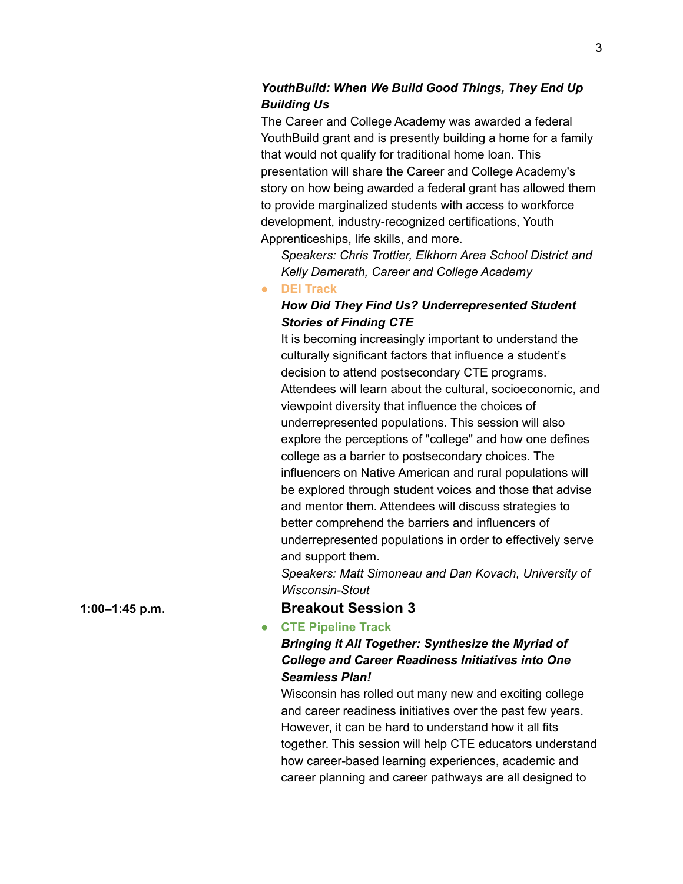***YouthBuild: When We Build Good Things, They End Up Building Us***

The Career and College Academy was awarded a federal YouthBuild grant and is presently building a home for a family that would not qualify for traditional home loan. This presentation will share the Career and College Academy's story on how being awarded a federal grant has allowed them to provide marginalized students with access to workforce development, industry-recognized certifications, Youth Apprenticeships, life skills, and more.

*Speakers: Chris Trottier, Elkhorn Area School District and Kelly Demerath, Career and College Academy*

- **DEI Track**

  ***How Did They Find Us? Underrepresented Student Stories of Finding CTE***

  It is becoming increasingly important to understand the culturally significant factors that influence a student's decision to attend postsecondary CTE programs. Attendees will learn about the cultural, socioeconomic, and viewpoint diversity that influence the choices of underrepresented populations. This session will also explore the perceptions of "college" and how one defines college as a barrier to postsecondary choices. The influencers on Native American and rural populations will be explored through student voices and those that advise and mentor them. Attendees will discuss strategies to better comprehend the barriers and influencers of underrepresented populations in order to effectively serve and support them.

  *Speakers: Matt Simoneau and Dan Kovach, University of Wisconsin-Stout*

**1:00–1:45 p.m.**

## Breakout Session 3

- **CTE Pipeline Track**

  ***Bringing it All Together: Synthesize the Myriad of College and Career Readiness Initiatives into One Seamless Plan!***

  Wisconsin has rolled out many new and exciting college and career readiness initiatives over the past few years. However, it can be hard to understand how it all fits together. This session will help CTE educators understand how career-based learning experiences, academic and career planning and career pathways are all designed to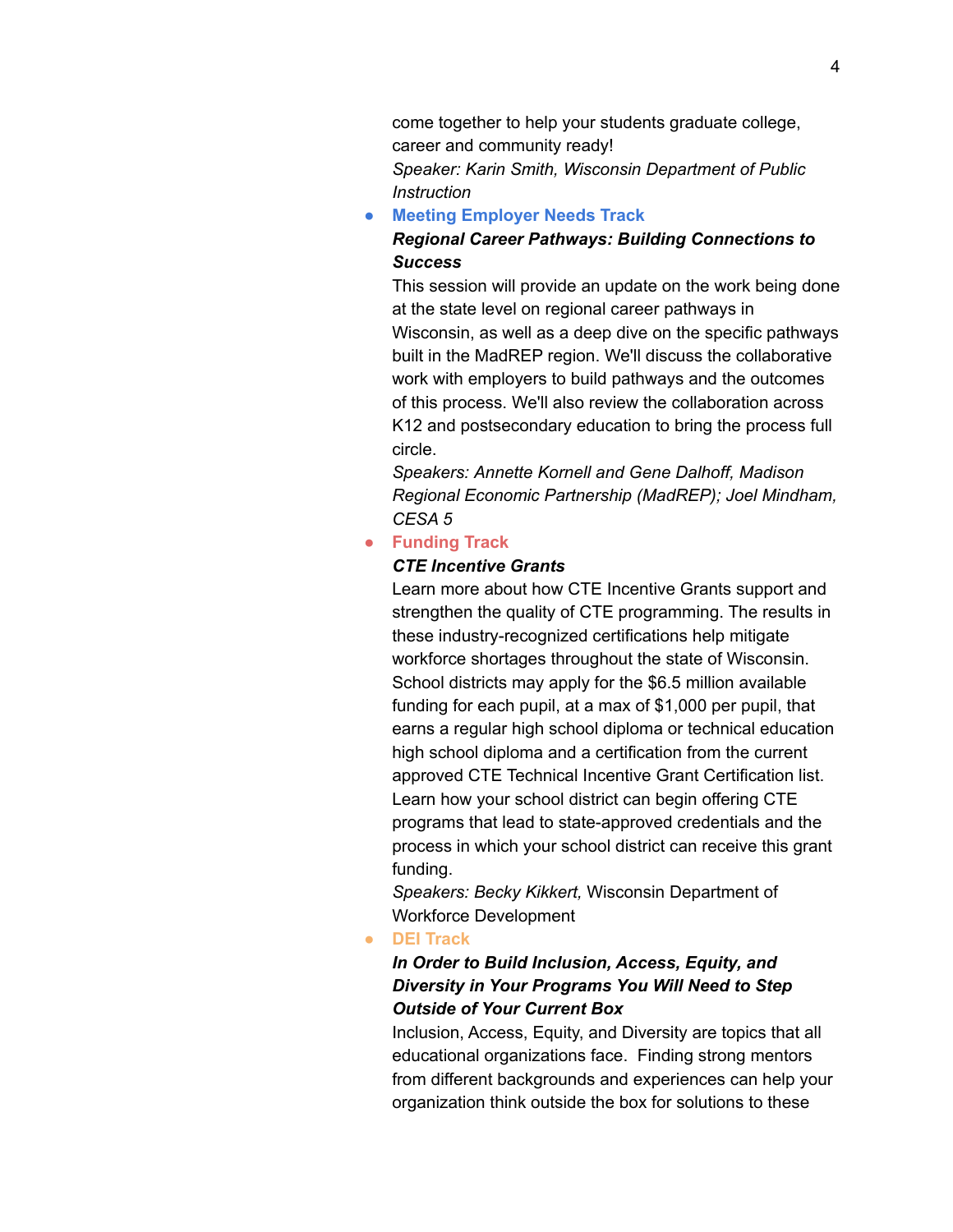come together to help your students graduate college, career and community ready!
*Speaker: Karin Smith, Wisconsin Department of Public Instruction*

- **Meeting Employer Needs Track**
  ***Regional Career Pathways: Building Connections to Success***
  This session will provide an update on the work being done at the state level on regional career pathways in Wisconsin, as well as a deep dive on the specific pathways built in the MadREP region. We'll discuss the collaborative work with employers to build pathways and the outcomes of this process. We'll also review the collaboration across K12 and postsecondary education to bring the process full circle.
  *Speakers: Annette Kornell and Gene Dalhoff, Madison Regional Economic Partnership (MadREP); Joel Mindham, CESA 5*
- **Funding Track**
  ***CTE Incentive Grants***
  Learn more about how CTE Incentive Grants support and strengthen the quality of CTE programming. The results in these industry-recognized certifications help mitigate workforce shortages throughout the state of Wisconsin. School districts may apply for the $6.5 million available funding for each pupil, at a max of $1,000 per pupil, that earns a regular high school diploma or technical education high school diploma and a certification from the current approved CTE Technical Incentive Grant Certification list. Learn how your school district can begin offering CTE programs that lead to state-approved credentials and the process in which your school district can receive this grant funding.
  *Speakers: Becky Kikkert,* Wisconsin Department of Workforce Development
- **DEI Track**
  ***In Order to Build Inclusion, Access, Equity, and Diversity in Your Programs You Will Need to Step Outside of Your Current Box***
  Inclusion, Access, Equity, and Diversity are topics that all educational organizations face. Finding strong mentors from different backgrounds and experiences can help your organization think outside the box for solutions to these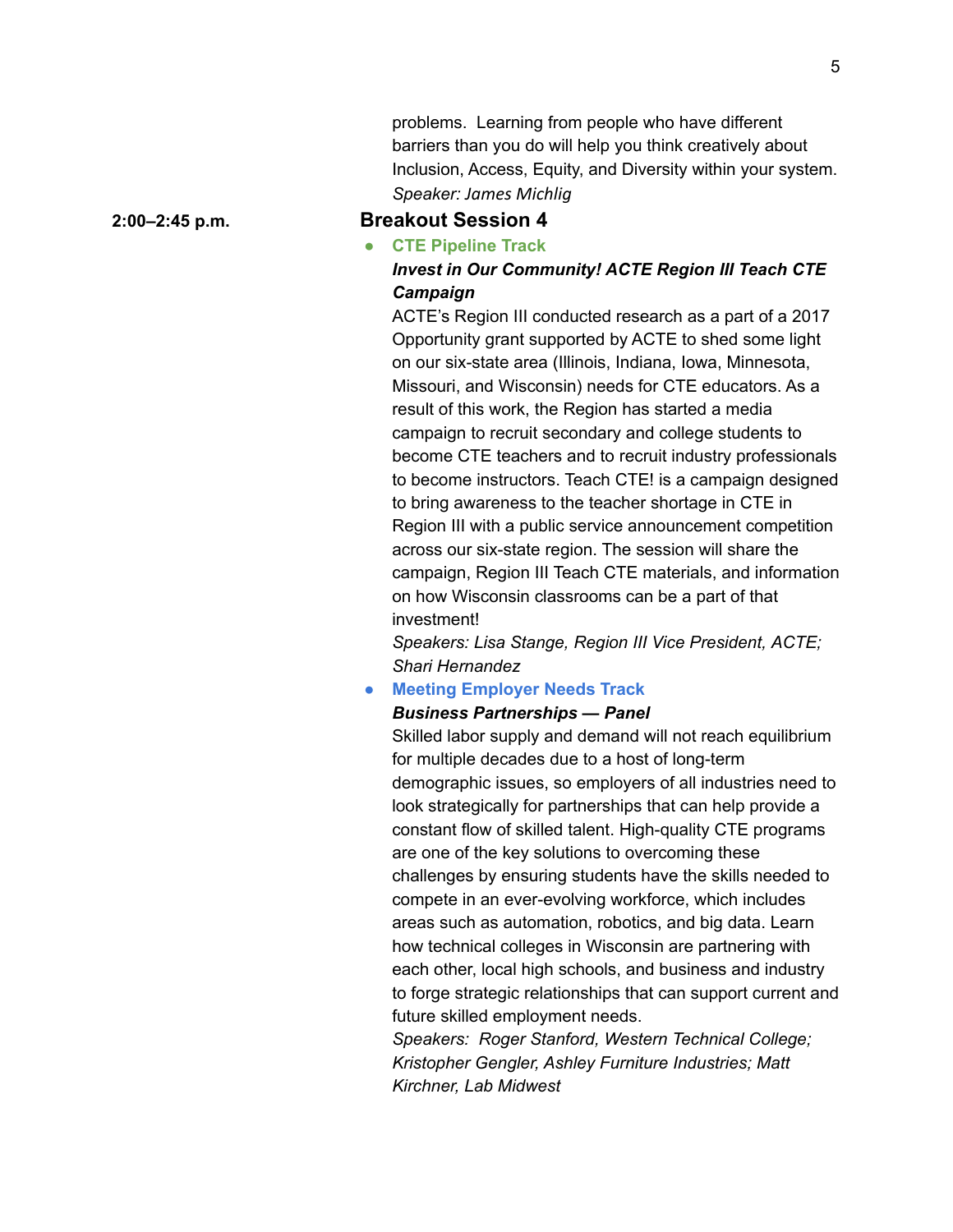problems. Learning from people who have different barriers than you do will help you think creatively about Inclusion, Access, Equity, and Diversity within your system.
*Speaker: James Michlig*

**2:00–2:45 p.m.**

## Breakout Session 4

- **CTE Pipeline Track**

  ***Invest in Our Community! ACTE Region III Teach CTE Campaign***

  ACTE's Region III conducted research as a part of a 2017 Opportunity grant supported by ACTE to shed some light on our six-state area (Illinois, Indiana, Iowa, Minnesota, Missouri, and Wisconsin) needs for CTE educators. As a result of this work, the Region has started a media campaign to recruit secondary and college students to become CTE teachers and to recruit industry professionals to become instructors. Teach CTE! is a campaign designed to bring awareness to the teacher shortage in CTE in Region III with a public service announcement competition across our six-state region. The session will share the campaign, Region III Teach CTE materials, and information on how Wisconsin classrooms can be a part of that investment!

  *Speakers: Lisa Stange, Region III Vice President, ACTE; Shari Hernandez*

- **Meeting Employer Needs Track**

  ***Business Partnerships — Panel***

  Skilled labor supply and demand will not reach equilibrium for multiple decades due to a host of long-term demographic issues, so employers of all industries need to look strategically for partnerships that can help provide a constant flow of skilled talent. High-quality CTE programs are one of the key solutions to overcoming these challenges by ensuring students have the skills needed to compete in an ever-evolving workforce, which includes areas such as automation, robotics, and big data. Learn how technical colleges in Wisconsin are partnering with each other, local high schools, and business and industry to forge strategic relationships that can support current and future skilled employment needs.

  *Speakers: Roger Stanford, Western Technical College; Kristopher Gengler, Ashley Furniture Industries; Matt Kirchner, Lab Midwest*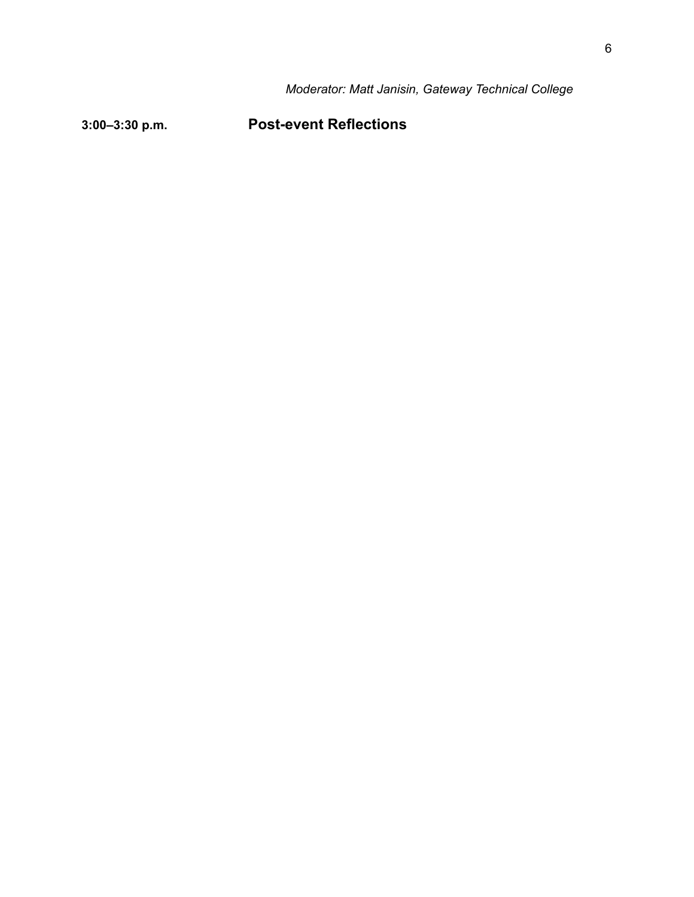*Moderator: Matt Janisin, Gateway Technical College*

**3:00–3:30 p.m.** **Post-event Reflections**